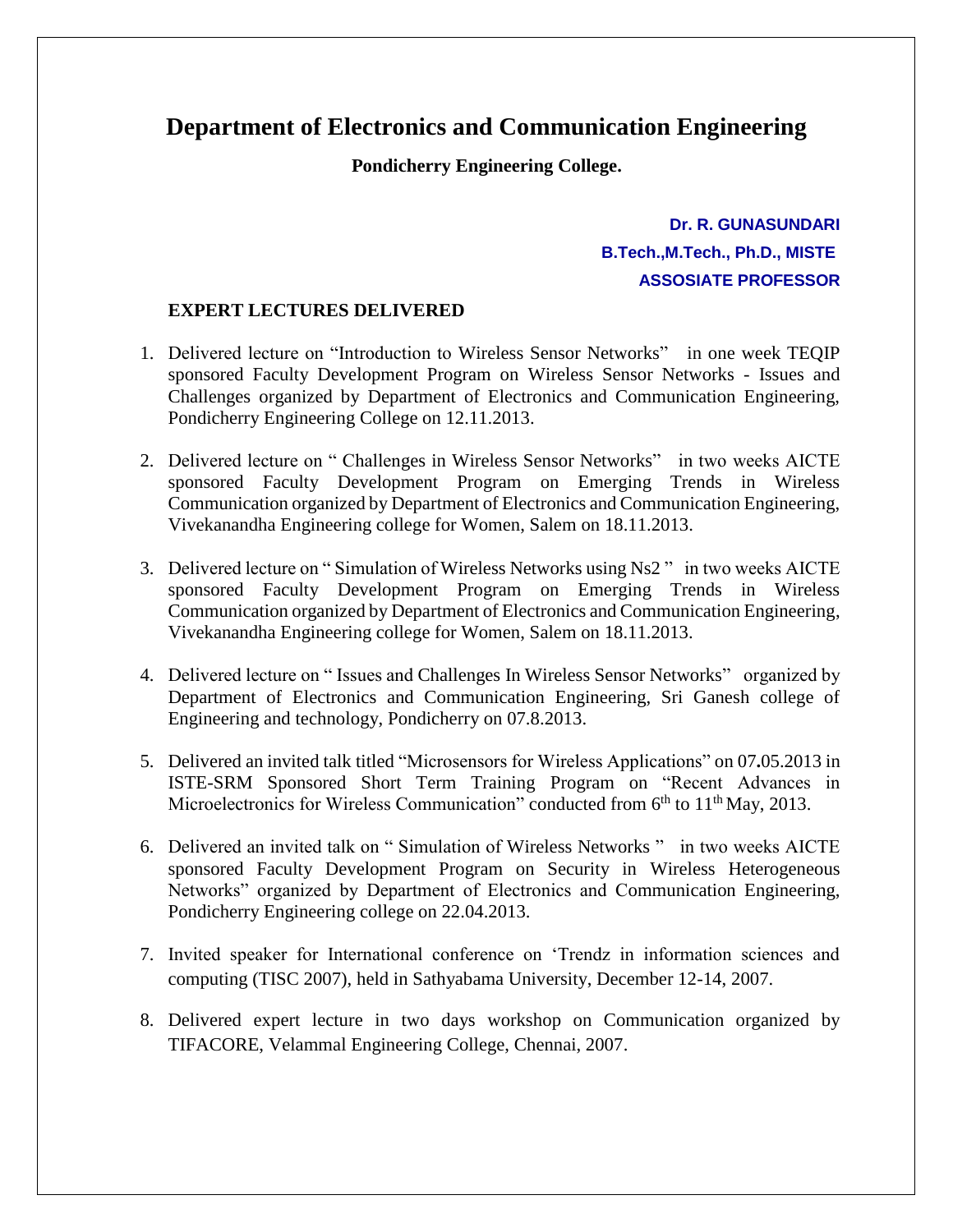# Department of Electronics and Communication Engineering

**Pondicherry Engineering College.**

**Dr. R. GUNASUNDARI**
**B.Tech.,M.Tech., Ph.D., MISTE**
**ASSOSIATE PROFESSOR**

## EXPERT LECTURES DELIVERED

1. Delivered lecture on "Introduction to Wireless Sensor Networks" in one week TEQIP sponsored Faculty Development Program on Wireless Sensor Networks - Issues and Challenges organized by Department of Electronics and Communication Engineering, Pondicherry Engineering College on 12.11.2013.

2. Delivered lecture on " Challenges in Wireless Sensor Networks" in two weeks AICTE sponsored Faculty Development Program on Emerging Trends in Wireless Communication organized by Department of Electronics and Communication Engineering, Vivekanandha Engineering college for Women, Salem on 18.11.2013.

3. Delivered lecture on " Simulation of Wireless Networks using Ns2 " in two weeks AICTE sponsored Faculty Development Program on Emerging Trends in Wireless Communication organized by Department of Electronics and Communication Engineering, Vivekanandha Engineering college for Women, Salem on 18.11.2013.

4. Delivered lecture on " Issues and Challenges In Wireless Sensor Networks" organized by Department of Electronics and Communication Engineering, Sri Ganesh college of Engineering and technology, Pondicherry on 07.8.2013.

5. Delivered an invited talk titled "Microsensors for Wireless Applications" on 07**.**05.2013 in ISTE-SRM Sponsored Short Term Training Program on "Recent Advances in Microelectronics for Wireless Communication" conducted from 6th to 11th May, 2013.

6. Delivered an invited talk on " Simulation of Wireless Networks " in two weeks AICTE sponsored Faculty Development Program on Security in Wireless Heterogeneous Networks" organized by Department of Electronics and Communication Engineering, Pondicherry Engineering college on 22.04.2013.

7. Invited speaker for International conference on 'Trendz in information sciences and computing (TISC 2007), held in Sathyabama University, December 12-14, 2007.

8. Delivered expert lecture in two days workshop on Communication organized by TIFACORE, Velammal Engineering College, Chennai, 2007.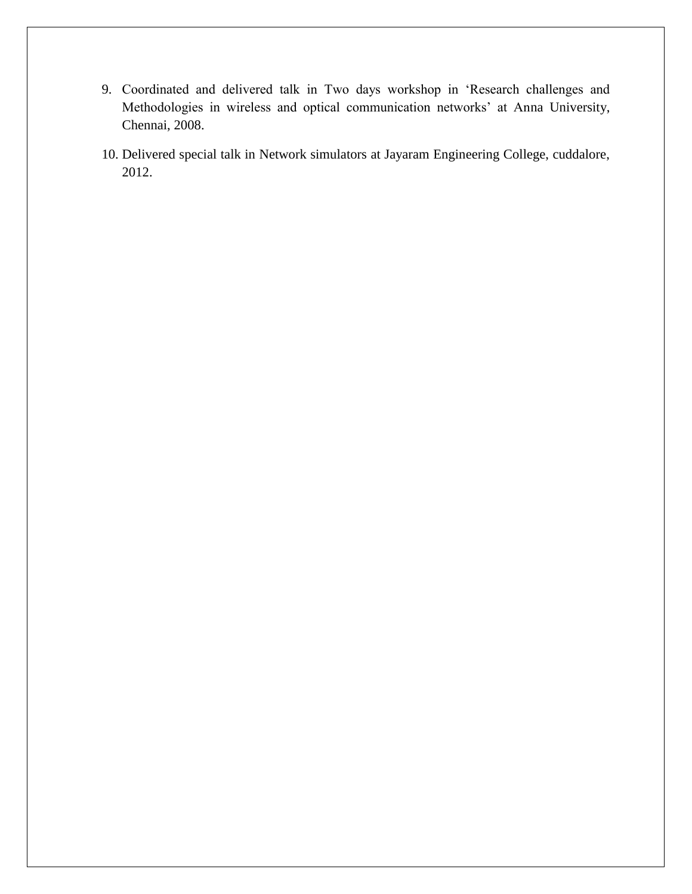9. Coordinated and delivered talk in Two days workshop in 'Research challenges and Methodologies in wireless and optical communication networks' at Anna University, Chennai, 2008.

10. Delivered special talk in Network simulators at Jayaram Engineering College, cuddalore, 2012.